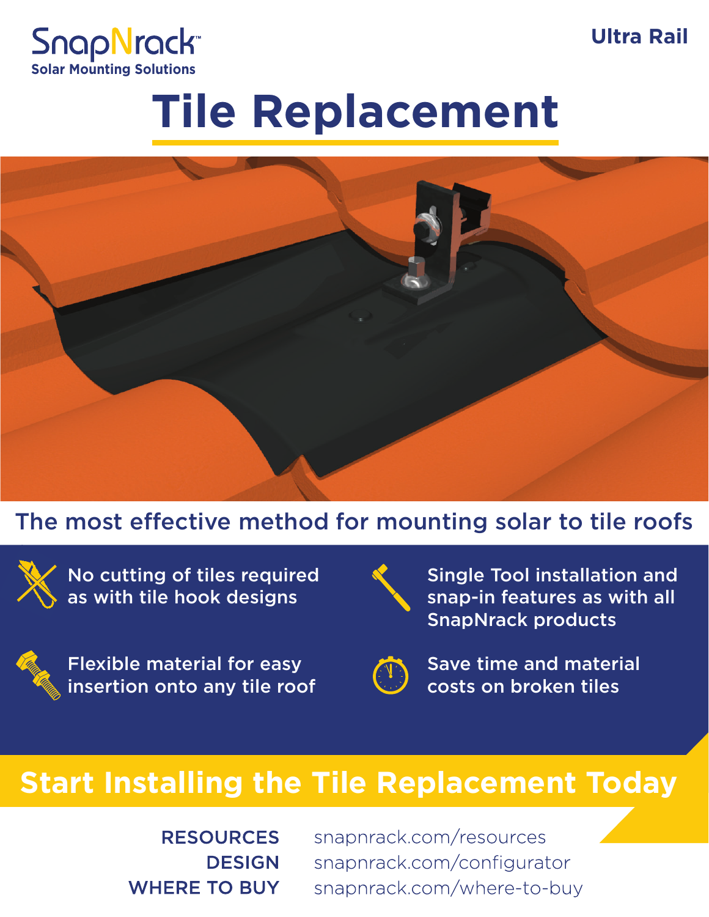SnapNrack™
Solar Mounting Solutions

Ultra Rail

# Tile Replacement

## The most effective method for mounting solar to tile roofs

- No cutting of tiles required as with tile hook designs
- Single Tool installation and snap-in features as with all SnapNrack products
- Flexible material for easy insertion onto any tile roof
- Save time and material costs on broken tiles

## Start Installing the Tile Replacement Today

**RESOURCES** snapnrack.com/resources
**DESIGN** snapnrack.com/configurator
**WHERE TO BUY** snapnrack.com/where-to-buy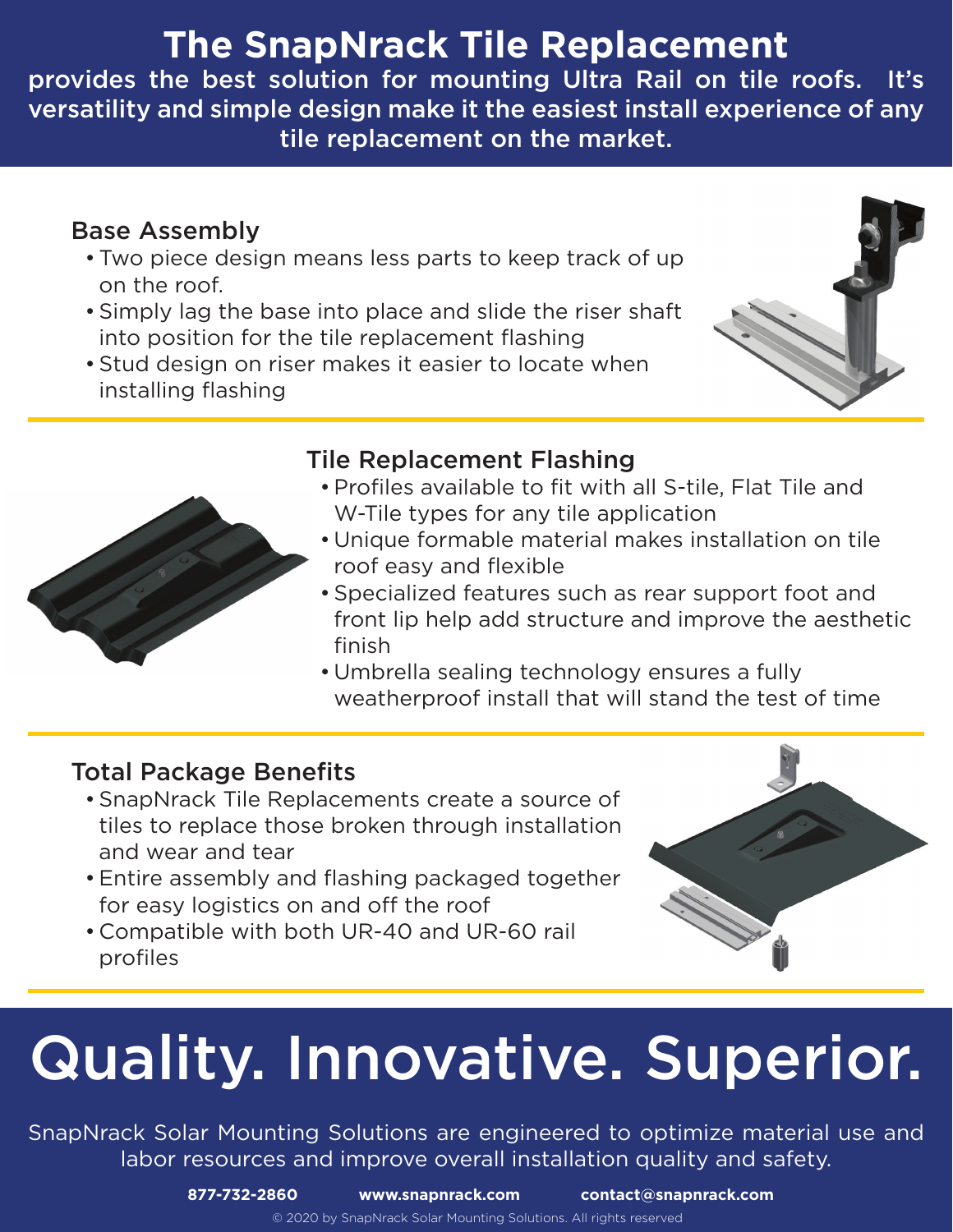# The SnapNrack Tile Replacement

**provides the best solution for mounting Ultra Rail on tile roofs. It's versatility and simple design make it the easiest install experience of any tile replacement on the market.**

## Base Assembly

- Two piece design means less parts to keep track of up on the roof.
- Simply lag the base into place and slide the riser shaft into position for the tile replacement flashing
- Stud design on riser makes it easier to locate when installing flashing

## Tile Replacement Flashing

- Profiles available to fit with all S-tile, Flat Tile and W-Tile types for any tile application
- Unique formable material makes installation on tile roof easy and flexible
- Specialized features such as rear support foot and front lip help add structure and improve the aesthetic finish
- Umbrella sealing technology ensures a fully weatherproof install that will stand the test of time

## Total Package Benefits

- SnapNrack Tile Replacements create a source of tiles to replace those broken through installation and wear and tear
- Entire assembly and flashing packaged together for easy logistics on and off the roof
- Compatible with both UR-40 and UR-60 rail profiles

# Quality. Innovative. Superior.

SnapNrack Solar Mounting Solutions are engineered to optimize material use and labor resources and improve overall installation quality and safety.

**877-732-2860** **www.snapnrack.com** **contact@snapnrack.com**

© 2020 by SnapNrack Solar Mounting Solutions. All rights reserved